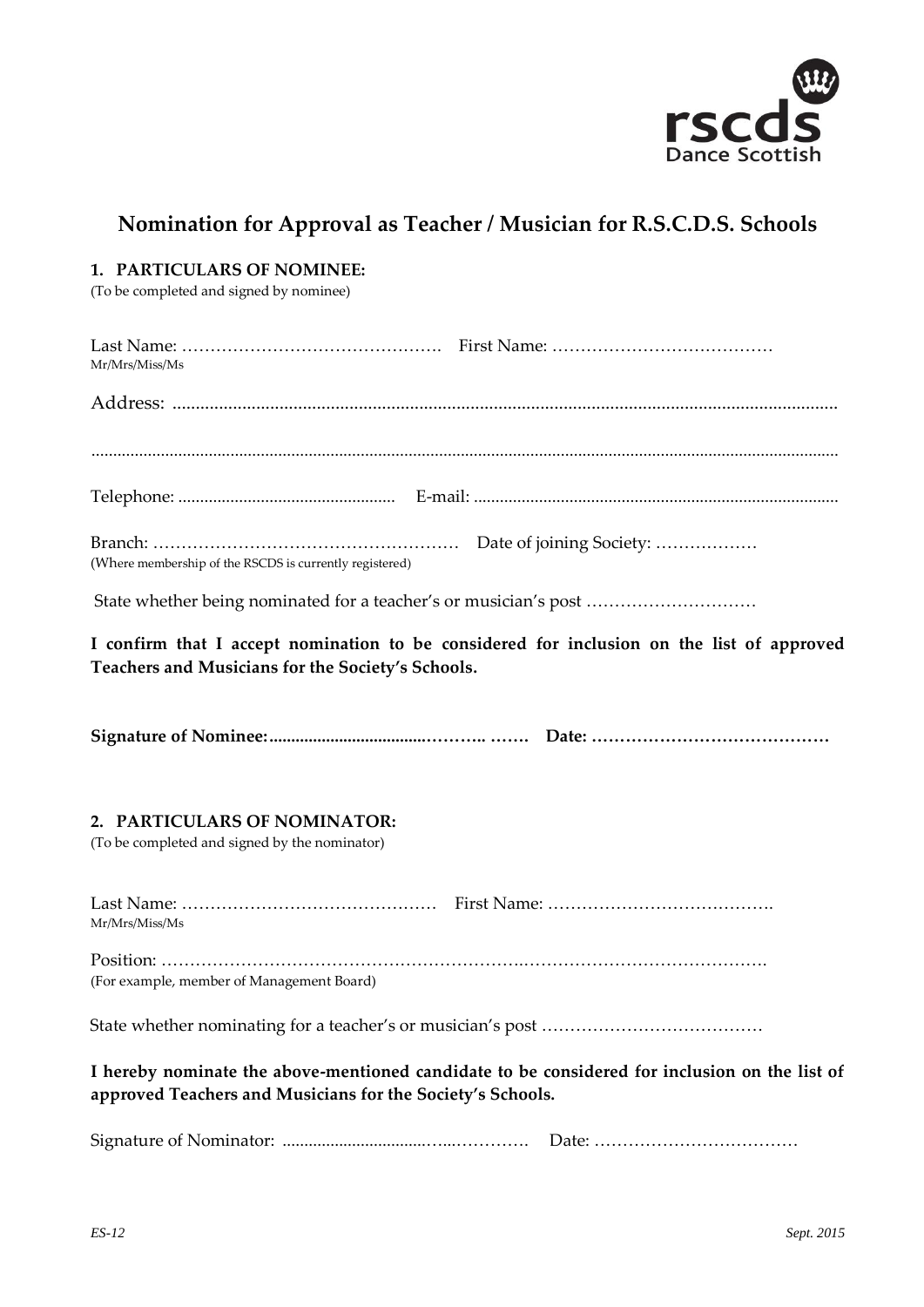rscds
Dance Scottish

# Nomination for Approval as Teacher / Musician for R.S.C.D.S. Schools

## 1. PARTICULARS OF NOMINEE:

(To be completed and signed by nominee)

Last Name: ………………………………………. First Name: …………………………………
Mr/Mrs/Miss/Ms

Address: ....................................................................................................................................................

......................................................................................................................................................................

Telephone: .................................................. E-mail: ....................................................................................

Branch: ……………………………………………… Date of joining Society: ………………
(Where membership of the RSCDS is currently registered)

State whether being nominated for a teacher's or musician's post …………………………

**I confirm that I accept nomination to be considered for inclusion on the list of approved Teachers and Musicians for the Society's Schools.**

**Signature of Nominee:...................................………. ……. Date: ……………………………………**

## 2. PARTICULARS OF NOMINATOR:

(To be completed and signed by the nominator)

Last Name: ……………………………………… First Name: ……………………………………
Mr/Mrs/Miss/Ms

Position: …………………………………………………………………………………………………
(For example, member of Management Board)

State whether nominating for a teacher's or musician's post …………………………………

**I hereby nominate the above-mentioned candidate to be considered for inclusion on the list of approved Teachers and Musicians for the Society's Schools.**

Signature of Nominator: .................................…...…………. Date: ………………………………

*ES-12* *Sept. 2015*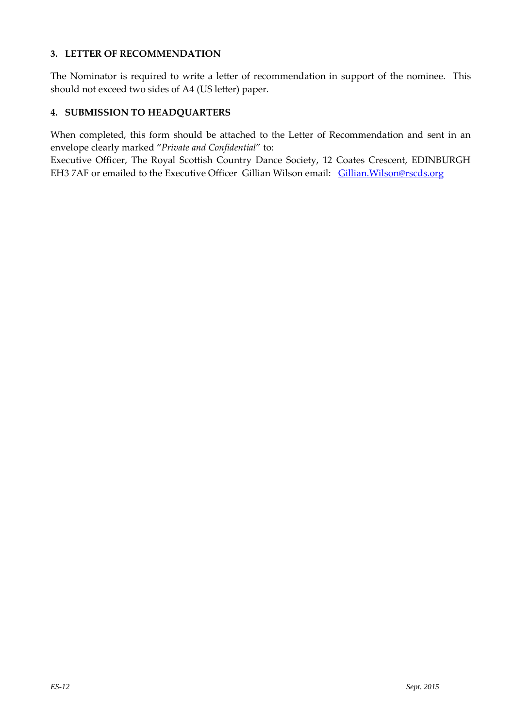### 3. LETTER OF RECOMMENDATION

The Nominator is required to write a letter of recommendation in support of the nominee. This should not exceed two sides of A4 (US letter) paper.

### 4. SUBMISSION TO HEADQUARTERS

When completed, this form should be attached to the Letter of Recommendation and sent in an envelope clearly marked "*Private and Confidential*" to:
Executive Officer, The Royal Scottish Country Dance Society, 12 Coates Crescent, EDINBURGH EH3 7AF or emailed to the Executive Officer Gillian Wilson email: [Gillian.Wilson@rscds.org](mailto:Gillian.Wilson@rscds.org)

*ES-12* *Sept. 2015*